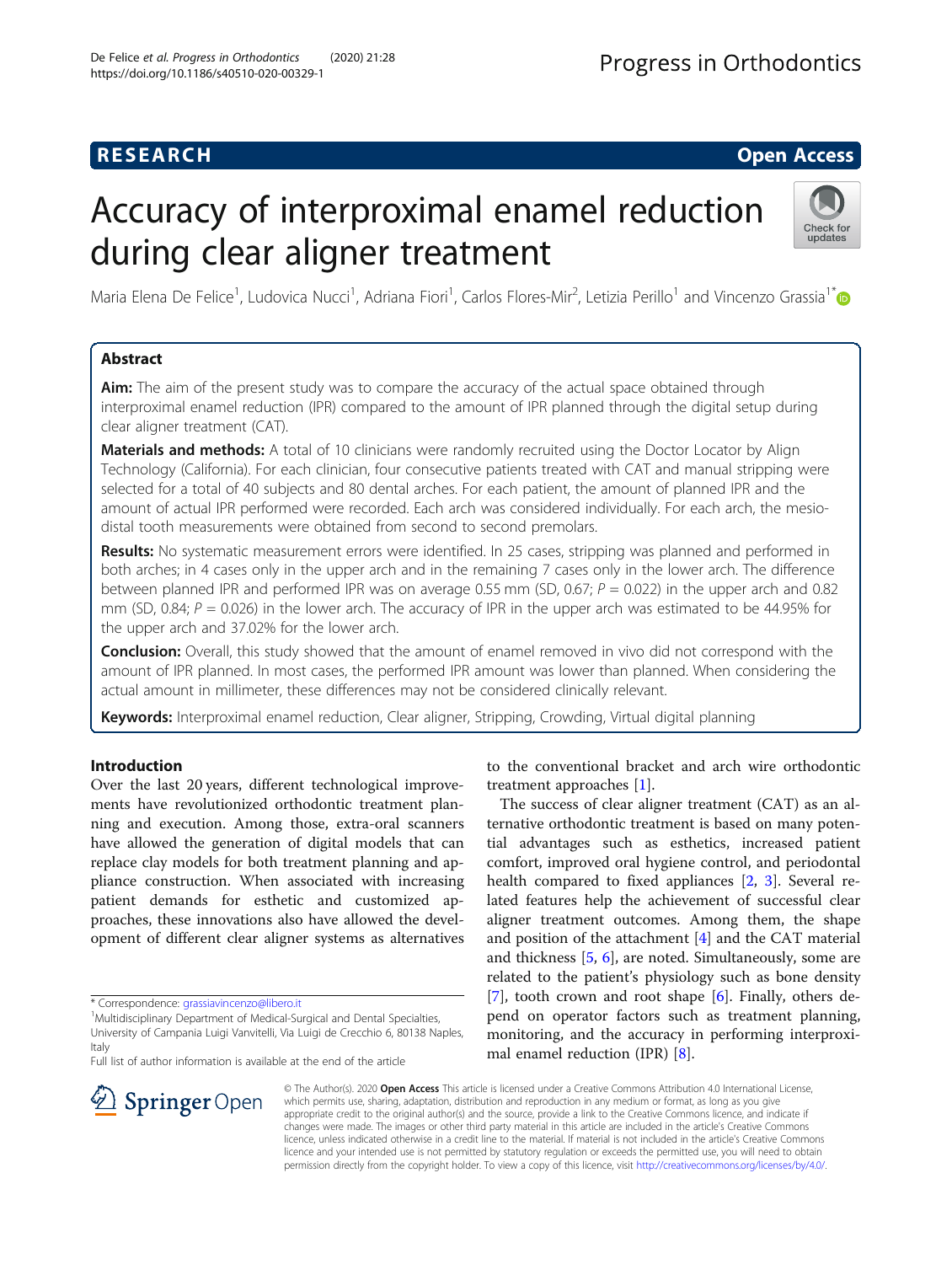RESEARCH | Open Access

# Accuracy of interproximal enamel reduction during clear aligner treatment

Maria Elena De Felice[1], Ludovica Nucci[1], Adriana Fiori[1], Carlos Flores-Mir[2], Letizia Perillo[1] and Vincenzo Grassia[1*]

## Abstract

**Aim:** The aim of the present study was to compare the accuracy of the actual space obtained through interproximal enamel reduction (IPR) compared to the amount of IPR planned through the digital setup during clear aligner treatment (CAT).

**Materials and methods:** A total of 10 clinicians were randomly recruited using the Doctor Locator by Align Technology (California). For each clinician, four consecutive patients treated with CAT and manual stripping were selected for a total of 40 subjects and 80 dental arches. For each patient, the amount of planned IPR and the amount of actual IPR performed were recorded. Each arch was considered individually. For each arch, the mesio-distal tooth measurements were obtained from second to second premolars.

**Results:** No systematic measurement errors were identified. In 25 cases, stripping was planned and performed in both arches; in 4 cases only in the upper arch and in the remaining 7 cases only in the lower arch. The difference between planned IPR and performed IPR was on average 0.55 mm (SD, 0.67; $P = 0.022$) in the upper arch and 0.82 mm (SD, 0.84; $P = 0.026$) in the lower arch. The accuracy of IPR in the upper arch was estimated to be 44.95% for the upper arch and 37.02% for the lower arch.

**Conclusion:** Overall, this study showed that the amount of enamel removed in vivo did not correspond with the amount of IPR planned. In most cases, the performed IPR amount was lower than planned. When considering the actual amount in millimeter, these differences may not be considered clinically relevant.

**Keywords:** Interproximal enamel reduction, Clear aligner, Stripping, Crowding, Virtual digital planning

## Introduction

Over the last 20 years, different technological improvements have revolutionized orthodontic treatment planning and execution. Among those, extra-oral scanners have allowed the generation of digital models that can replace clay models for both treatment planning and appliance construction. When associated with increasing patient demands for esthetic and customized approaches, these innovations also have allowed the development of different clear aligner systems as alternatives to the conventional bracket and arch wire orthodontic treatment approaches [1].

The success of clear aligner treatment (CAT) as an alternative orthodontic treatment is based on many potential advantages such as esthetics, increased patient comfort, improved oral hygiene control, and periodontal health compared to fixed appliances [2, 3]. Several related features help the achievement of successful clear aligner treatment outcomes. Among them, the shape and position of the attachment [4] and the CAT material and thickness [5, 6], are noted. Simultaneously, some are related to the patient's physiology such as bone density [7], tooth crown and root shape [6]. Finally, others depend on operator factors such as treatment planning, monitoring, and the accuracy in performing interproximal enamel reduction (IPR) [8].

\* Correspondence: grassiavincenzo@libero.it
[1]Multidisciplinary Department of Medical-Surgical and Dental Specialties, University of Campania Luigi Vanvitelli, Via Luigi de Crecchio 6, 80138 Naples, Italy
Full list of author information is available at the end of the article

© The Author(s). 2020 **Open Access** This article is licensed under a Creative Commons Attribution 4.0 International License, which permits use, sharing, adaptation, distribution and reproduction in any medium or format, as long as you give appropriate credit to the original author(s) and the source, provide a link to the Creative Commons licence, and indicate if changes were made. The images or other third party material in this article are included in the article's Creative Commons licence, unless indicated otherwise in a credit line to the material. If material is not included in the article's Creative Commons licence and your intended use is not permitted by statutory regulation or exceeds the permitted use, you will need to obtain permission directly from the copyright holder. To view a copy of this licence, visit http://creativecommons.org/licenses/by/4.0/.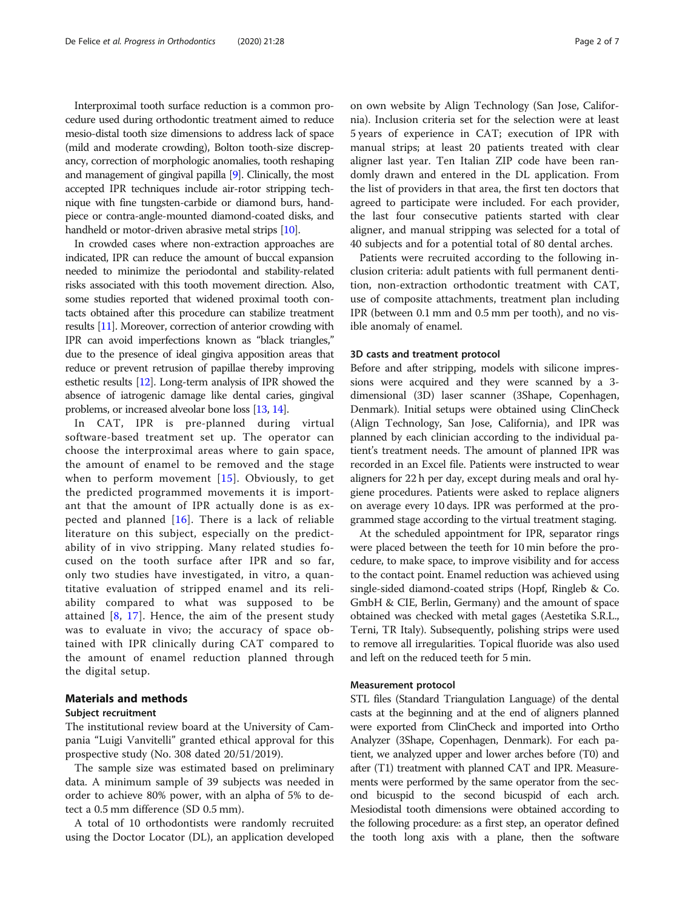Interproximal tooth surface reduction is a common procedure used during orthodontic treatment aimed to reduce mesio-distal tooth size dimensions to address lack of space (mild and moderate crowding), Bolton tooth-size discrepancy, correction of morphologic anomalies, tooth reshaping and management of gingival papilla [9]. Clinically, the most accepted IPR techniques include air-rotor stripping technique with fine tungsten-carbide or diamond burs, handpiece or contra-angle-mounted diamond-coated disks, and handheld or motor-driven abrasive metal strips [10].

In crowded cases where non-extraction approaches are indicated, IPR can reduce the amount of buccal expansion needed to minimize the periodontal and stability-related risks associated with this tooth movement direction. Also, some studies reported that widened proximal tooth contacts obtained after this procedure can stabilize treatment results [11]. Moreover, correction of anterior crowding with IPR can avoid imperfections known as "black triangles," due to the presence of ideal gingiva apposition areas that reduce or prevent retrusion of papillae thereby improving esthetic results [12]. Long-term analysis of IPR showed the absence of iatrogenic damage like dental caries, gingival problems, or increased alveolar bone loss [13, 14].

In CAT, IPR is pre-planned during virtual software-based treatment set up. The operator can choose the interproximal areas where to gain space, the amount of enamel to be removed and the stage when to perform movement [15]. Obviously, to get the predicted programmed movements it is important that the amount of IPR actually done is as expected and planned [16]. There is a lack of reliable literature on this subject, especially on the predictability of in vivo stripping. Many related studies focused on the tooth surface after IPR and so far, only two studies have investigated, in vitro, a quantitative evaluation of stripped enamel and its reliability compared to what was supposed to be attained [8, 17]. Hence, the aim of the present study was to evaluate in vivo; the accuracy of space obtained with IPR clinically during CAT compared to the amount of enamel reduction planned through the digital setup.

## Materials and methods

### Subject recruitment

The institutional review board at the University of Campania "Luigi Vanvitelli" granted ethical approval for this prospective study (No. 308 dated 20/51/2019).

The sample size was estimated based on preliminary data. A minimum sample of 39 subjects was needed in order to achieve 80% power, with an alpha of 5% to detect a 0.5 mm difference (SD 0.5 mm).

A total of 10 orthodontists were randomly recruited using the Doctor Locator (DL), an application developed on own website by Align Technology (San Jose, California). Inclusion criteria set for the selection were at least 5 years of experience in CAT; execution of IPR with manual strips; at least 20 patients treated with clear aligner last year. Ten Italian ZIP code have been randomly drawn and entered in the DL application. From the list of providers in that area, the first ten doctors that agreed to participate were included. For each provider, the last four consecutive patients started with clear aligner, and manual stripping was selected for a total of 40 subjects and for a potential total of 80 dental arches.

Patients were recruited according to the following inclusion criteria: adult patients with full permanent dentition, non-extraction orthodontic treatment with CAT, use of composite attachments, treatment plan including IPR (between 0.1 mm and 0.5 mm per tooth), and no visible anomaly of enamel.

### 3D casts and treatment protocol

Before and after stripping, models with silicone impressions were acquired and they were scanned by a 3-dimensional (3D) laser scanner (3Shape, Copenhagen, Denmark). Initial setups were obtained using ClinCheck (Align Technology, San Jose, California), and IPR was planned by each clinician according to the individual patient's treatment needs. The amount of planned IPR was recorded in an Excel file. Patients were instructed to wear aligners for 22 h per day, except during meals and oral hygiene procedures. Patients were asked to replace aligners on average every 10 days. IPR was performed at the programmed stage according to the virtual treatment staging.

At the scheduled appointment for IPR, separator rings were placed between the teeth for 10 min before the procedure, to make space, to improve visibility and for access to the contact point. Enamel reduction was achieved using single-sided diamond-coated strips (Hopf, Ringleb & Co. GmbH & CIE, Berlin, Germany) and the amount of space obtained was checked with metal gages (Aestetika S.R.L., Terni, TR Italy). Subsequently, polishing strips were used to remove all irregularities. Topical fluoride was also used and left on the reduced teeth for 5 min.

### Measurement protocol

STL files (Standard Triangulation Language) of the dental casts at the beginning and at the end of aligners planned were exported from ClinCheck and imported into Ortho Analyzer (3Shape, Copenhagen, Denmark). For each patient, we analyzed upper and lower arches before (T0) and after (T1) treatment with planned CAT and IPR. Measurements were performed by the same operator from the second bicuspid to the second bicuspid of each arch. Mesiodistal tooth dimensions were obtained according to the following procedure: as a first step, an operator defined the tooth long axis with a plane, then the software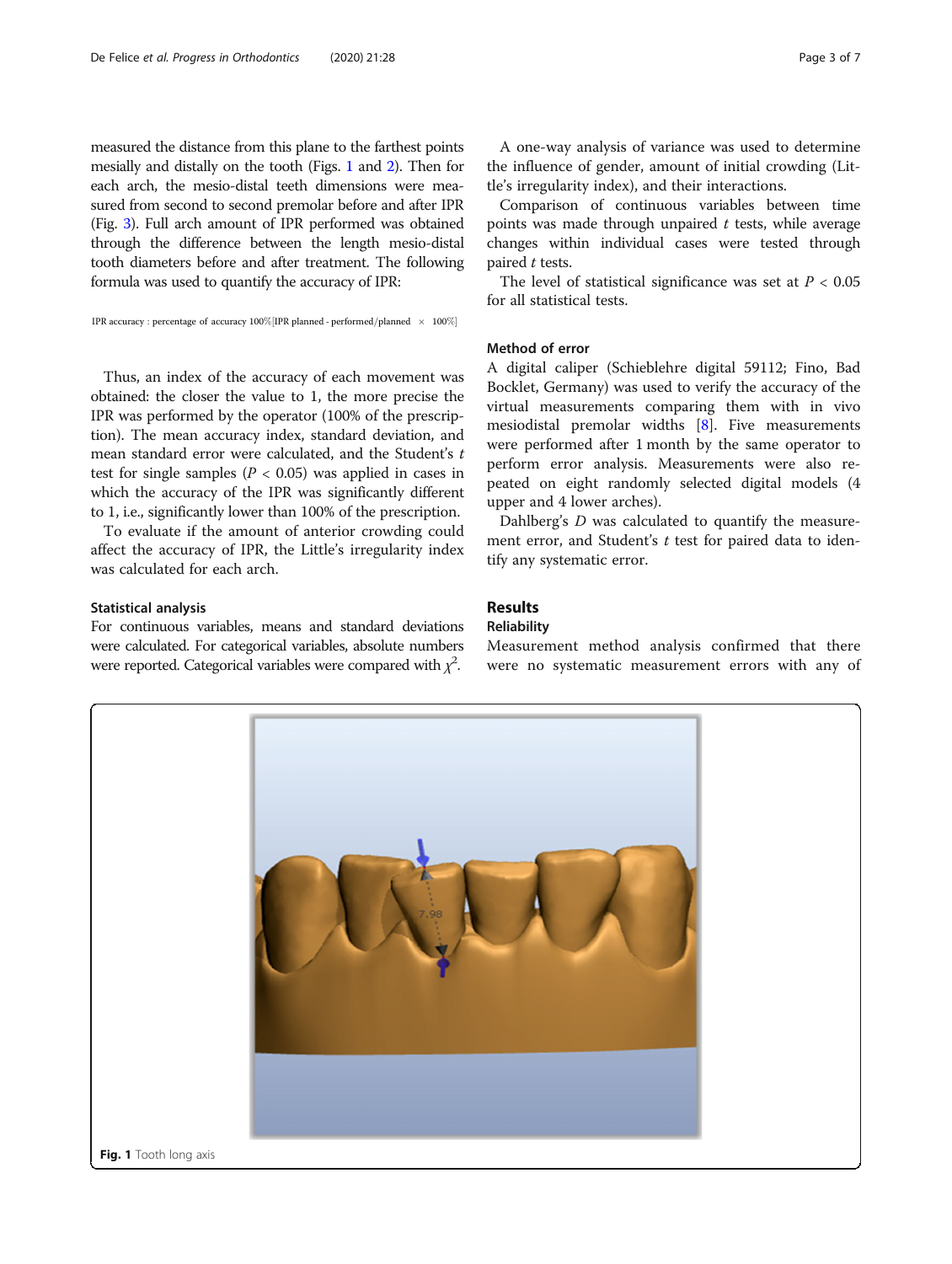measured the distance from this plane to the farthest points mesially and distally on the tooth (Figs. 1 and 2). Then for each arch, the mesio-distal teeth dimensions were measured from second to second premolar before and after IPR (Fig. 3). Full arch amount of IPR performed was obtained through the difference between the length mesio-distal tooth diameters before and after treatment. The following formula was used to quantify the accuracy of IPR:

$$\text{IPR accuracy : percentage of accuracy } 100\%[\text{IPR planned - performed/planned} \times 100\%]$$

Thus, an index of the accuracy of each movement was obtained: the closer the value to 1, the more precise the IPR was performed by the operator (100% of the prescription). The mean accuracy index, standard deviation, and mean standard error were calculated, and the Student's $t$ test for single samples ($P < 0.05$) was applied in cases in which the accuracy of the IPR was significantly different to 1, i.e., significantly lower than 100% of the prescription.

To evaluate if the amount of anterior crowding could affect the accuracy of IPR, the Little's irregularity index was calculated for each arch.

### Statistical analysis

For continuous variables, means and standard deviations were calculated. For categorical variables, absolute numbers were reported. Categorical variables were compared with $\chi^2$.

A one-way analysis of variance was used to determine the influence of gender, amount of initial crowding (Little's irregularity index), and their interactions.

Comparison of continuous variables between time points was made through unpaired $t$ tests, while average changes within individual cases were tested through paired $t$ tests.

The level of statistical significance was set at $P < 0.05$ for all statistical tests.

### Method of error

A digital caliper (Schieblehre digital 59112; Fino, Bad Bocklet, Germany) was used to verify the accuracy of the virtual measurements comparing them with in vivo mesiodistal premolar widths [8]. Five measurements were performed after 1 month by the same operator to perform error analysis. Measurements were also repeated on eight randomly selected digital models (4 upper and 4 lower arches).

Dahlberg's $D$ was calculated to quantify the measurement error, and Student's $t$ test for paired data to identify any systematic error.

## Results

### Reliability

Measurement method analysis confirmed that there were no systematic measurement errors with any of

**Fig. 1** Tooth long axis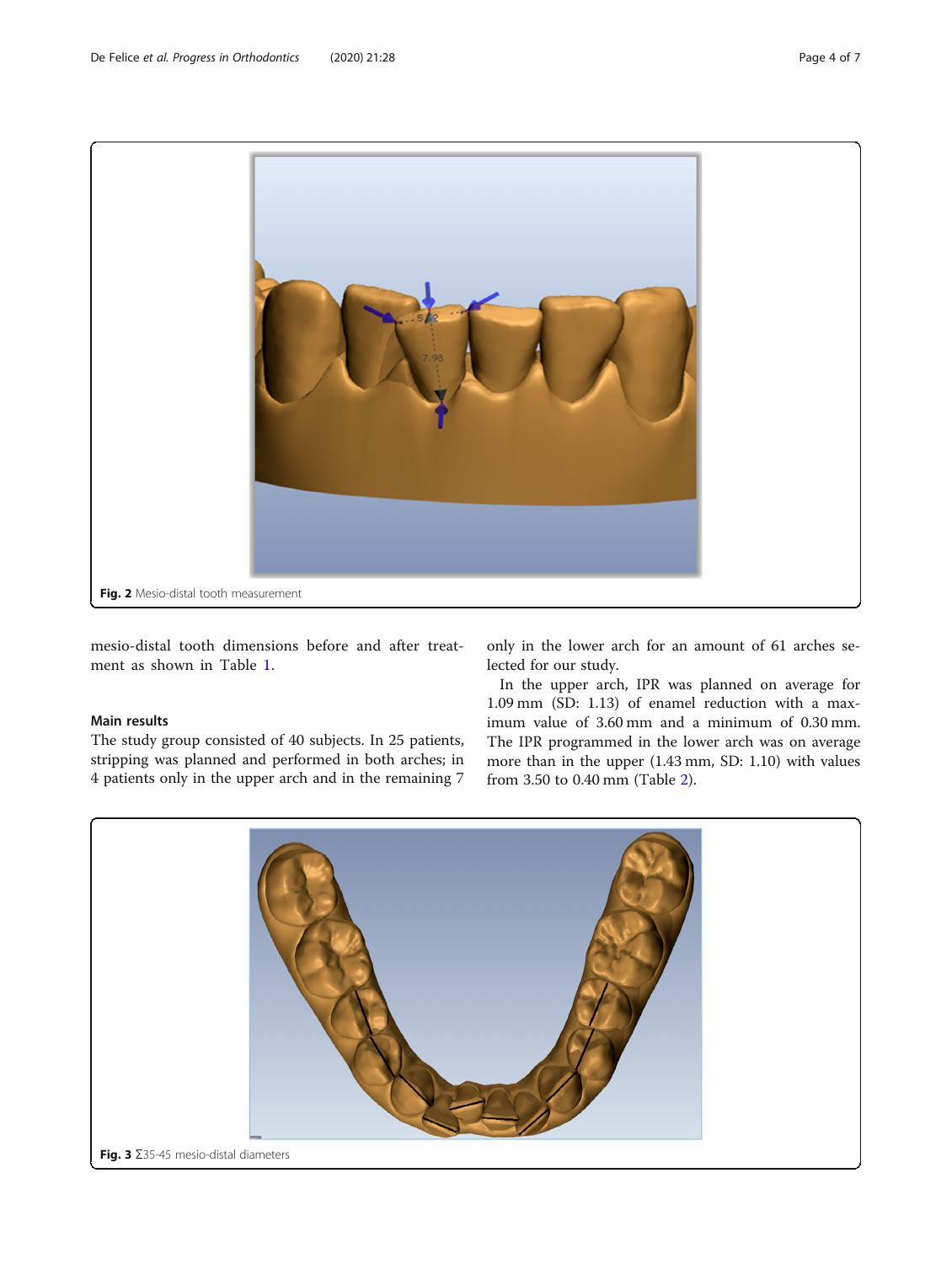Fig. 2 Mesio-distal tooth measurement

mesio-distal tooth dimensions before and after treatment as shown in Table 1.

## Main results

The study group consisted of 40 subjects. In 25 patients, stripping was planned and performed in both arches; in 4 patients only in the upper arch and in the remaining 7 only in the lower arch for an amount of 61 arches selected for our study.

In the upper arch, IPR was planned on average for 1.09 mm (SD: 1.13) of enamel reduction with a maximum value of 3.60 mm and a minimum of 0.30 mm. The IPR programmed in the lower arch was on average more than in the upper (1.43 mm, SD: 1.10) with values from 3.50 to 0.40 mm (Table 2).

Fig. 3 Σ35-45 mesio-distal diameters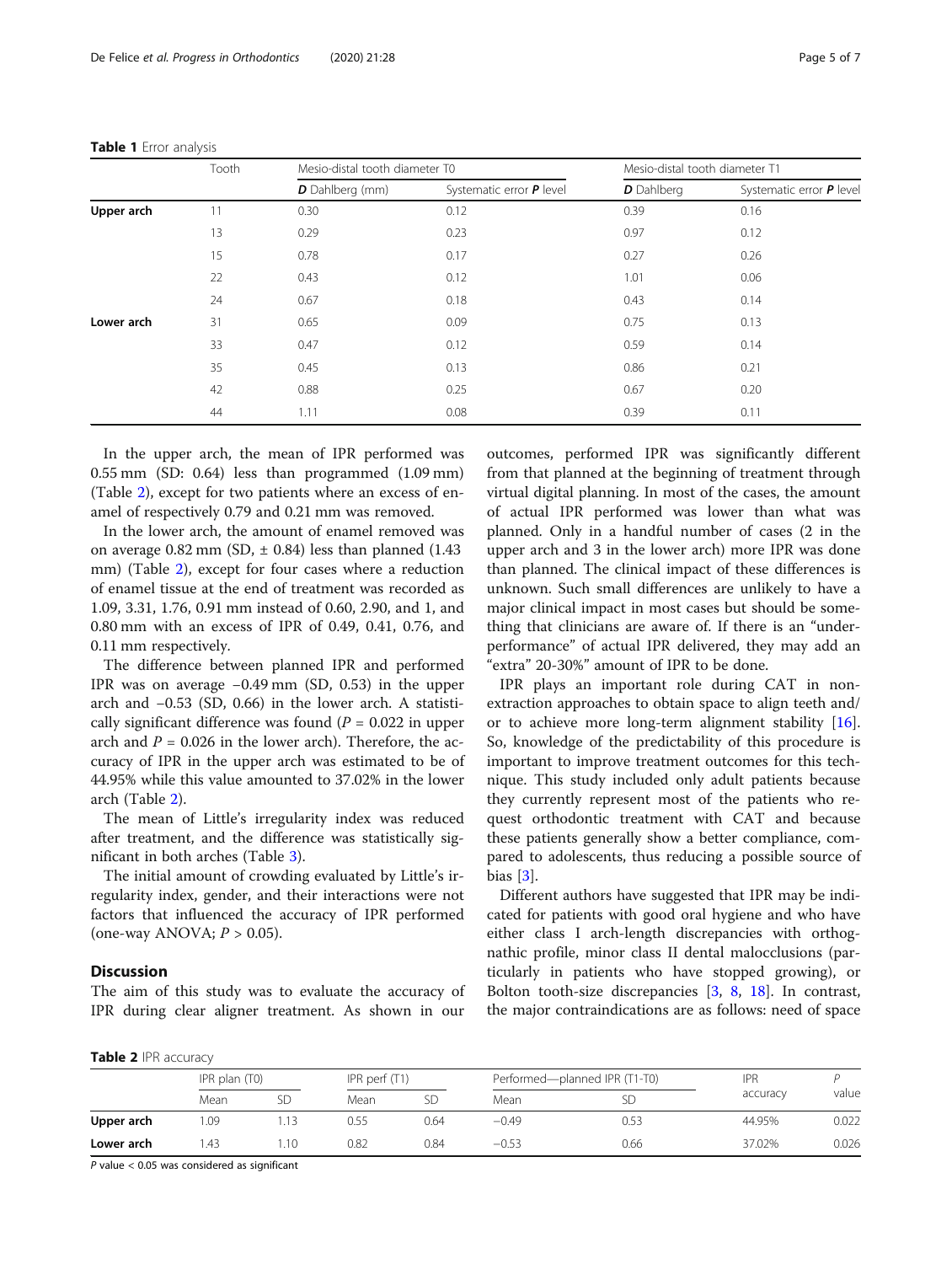**Table 1** Error analysis

| | Tooth | Mesio-distal tooth diameter T0 | | Mesio-distal tooth diameter T1 | |
|---|---|---|---|---|---|
| | | ***D*** Dahlberg (mm) | Systematic error ***P*** level | ***D*** Dahlberg | Systematic error ***P*** level |
| **Upper arch** | 11 | 0.30 | 0.12 | 0.39 | 0.16 |
| | 13 | 0.29 | 0.23 | 0.97 | 0.12 |
| | 15 | 0.78 | 0.17 | 0.27 | 0.26 |
| | 22 | 0.43 | 0.12 | 1.01 | 0.06 |
| | 24 | 0.67 | 0.18 | 0.43 | 0.14 |
| **Lower arch** | 31 | 0.65 | 0.09 | 0.75 | 0.13 |
| | 33 | 0.47 | 0.12 | 0.59 | 0.14 |
| | 35 | 0.45 | 0.13 | 0.86 | 0.21 |
| | 42 | 0.88 | 0.25 | 0.67 | 0.20 |
| | 44 | 1.11 | 0.08 | 0.39 | 0.11 |

In the upper arch, the mean of IPR performed was 0.55 mm (SD: 0.64) less than programmed (1.09 mm) (Table 2), except for two patients where an excess of enamel of respectively 0.79 and 0.21 mm was removed.

In the lower arch, the amount of enamel removed was on average 0.82 mm (SD, ± 0.84) less than planned (1.43 mm) (Table 2), except for four cases where a reduction of enamel tissue at the end of treatment was recorded as 1.09, 3.31, 1.76, 0.91 mm instead of 0.60, 2.90, and 1, and 0.80 mm with an excess of IPR of 0.49, 0.41, 0.76, and 0.11 mm respectively.

The difference between planned IPR and performed IPR was on average −0.49 mm (SD, 0.53) in the upper arch and −0.53 (SD, 0.66) in the lower arch. A statistically significant difference was found ($P = 0.022$ in upper arch and $P = 0.026$ in the lower arch). Therefore, the accuracy of IPR in the upper arch was estimated to be of 44.95% while this value amounted to 37.02% in the lower arch (Table 2).

The mean of Little's irregularity index was reduced after treatment, and the difference was statistically significant in both arches (Table 3).

The initial amount of crowding evaluated by Little's irregularity index, gender, and their interactions were not factors that influenced the accuracy of IPR performed (one-way ANOVA; $P > 0.05$).

## Discussion

The aim of this study was to evaluate the accuracy of IPR during clear aligner treatment. As shown in our outcomes, performed IPR was significantly different from that planned at the beginning of treatment through virtual digital planning. In most of the cases, the amount of actual IPR performed was lower than what was planned. Only in a handful number of cases (2 in the upper arch and 3 in the lower arch) more IPR was done than planned. The clinical impact of these differences is unknown. Such small differences are unlikely to have a major clinical impact in most cases but should be something that clinicians are aware of. If there is an "underperformance" of actual IPR delivered, they may add an "extra" 20-30%" amount of IPR to be done.

IPR plays an important role during CAT in non-extraction approaches to obtain space to align teeth and/or to achieve more long-term alignment stability [16]. So, knowledge of the predictability of this procedure is important to improve treatment outcomes for this technique. This study included only adult patients because they currently represent most of the patients who request orthodontic treatment with CAT and because these patients generally show a better compliance, compared to adolescents, thus reducing a possible source of bias [3].

Different authors have suggested that IPR may be indicated for patients with good oral hygiene and who have either class I arch-length discrepancies with orthognathic profile, minor class II dental malocclusions (particularly in patients who have stopped growing), or Bolton tooth-size discrepancies [3, 8, 18]. In contrast, the major contraindications are as follows: need of space

**Table 2** IPR accuracy

| | IPR plan (T0) | | IPR perf (T1) | | Performed—planned IPR (T1-T0) | | IPR accuracy | *P* value |
|---|---|---|---|---|---|---|---|---|
| | Mean | SD | Mean | SD | Mean | SD | | |
| **Upper arch** | 1.09 | 1.13 | 0.55 | 0.64 | −0.49 | 0.53 | 44.95% | 0.022 |
| **Lower arch** | 1.43 | 1.10 | 0.82 | 0.84 | −0.53 | 0.66 | 37.02% | 0.026 |

*P* value < 0.05 was considered as significant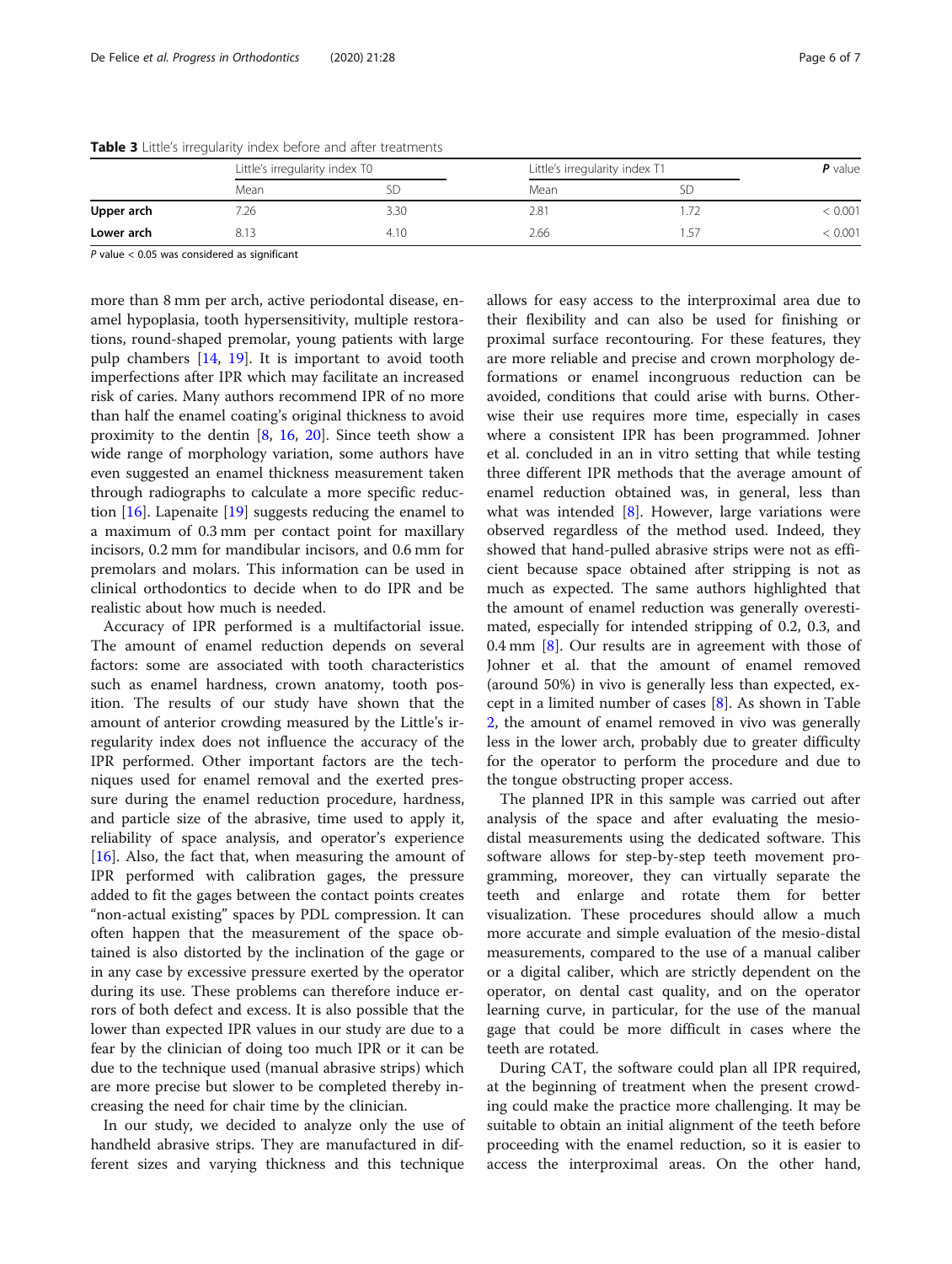**Table 3** Little's irregularity index before and after treatments

| | Little's irregularity index T0 | | Little's irregularity index T1 | | **P** value |
|---|---|---|---|---|---|
| | Mean | SD | Mean | SD | |
| **Upper arch** | 7.26 | 3.30 | 2.81 | 1.72 | < 0.001 |
| **Lower arch** | 8.13 | 4.10 | 2.66 | 1.57 | < 0.001 |

*P* value < 0.05 was considered as significant

more than 8 mm per arch, active periodontal disease, enamel hypoplasia, tooth hypersensitivity, multiple restorations, round-shaped premolar, young patients with large pulp chambers [14, 19]. It is important to avoid tooth imperfections after IPR which may facilitate an increased risk of caries. Many authors recommend IPR of no more than half the enamel coating's original thickness to avoid proximity to the dentin [8, 16, 20]. Since teeth show a wide range of morphology variation, some authors have even suggested an enamel thickness measurement taken through radiographs to calculate a more specific reduction [16]. Lapenaite [19] suggests reducing the enamel to a maximum of 0.3 mm per contact point for maxillary incisors, 0.2 mm for mandibular incisors, and 0.6 mm for premolars and molars. This information can be used in clinical orthodontics to decide when to do IPR and be realistic about how much is needed.

Accuracy of IPR performed is a multifactorial issue. The amount of enamel reduction depends on several factors: some are associated with tooth characteristics such as enamel hardness, crown anatomy, tooth position. The results of our study have shown that the amount of anterior crowding measured by the Little's irregularity index does not influence the accuracy of the IPR performed. Other important factors are the techniques used for enamel removal and the exerted pressure during the enamel reduction procedure, hardness, and particle size of the abrasive, time used to apply it, reliability of space analysis, and operator's experience [16]. Also, the fact that, when measuring the amount of IPR performed with calibration gages, the pressure added to fit the gages between the contact points creates "non-actual existing" spaces by PDL compression. It can often happen that the measurement of the space obtained is also distorted by the inclination of the gage or in any case by excessive pressure exerted by the operator during its use. These problems can therefore induce errors of both defect and excess. It is also possible that the lower than expected IPR values in our study are due to a fear by the clinician of doing too much IPR or it can be due to the technique used (manual abrasive strips) which are more precise but slower to be completed thereby increasing the need for chair time by the clinician.

In our study, we decided to analyze only the use of handheld abrasive strips. They are manufactured in different sizes and varying thickness and this technique allows for easy access to the interproximal area due to their flexibility and can also be used for finishing or proximal surface recontouring. For these features, they are more reliable and precise and crown morphology deformations or enamel incongruous reduction can be avoided, conditions that could arise with burns. Otherwise their use requires more time, especially in cases where a consistent IPR has been programmed. Johner et al. concluded in an in vitro setting that while testing three different IPR methods that the average amount of enamel reduction obtained was, in general, less than what was intended [8]. However, large variations were observed regardless of the method used. Indeed, they showed that hand-pulled abrasive strips were not as efficient because space obtained after stripping is not as much as expected. The same authors highlighted that the amount of enamel reduction was generally overestimated, especially for intended stripping of 0.2, 0.3, and 0.4 mm [8]. Our results are in agreement with those of Johner et al. that the amount of enamel removed (around 50%) in vivo is generally less than expected, except in a limited number of cases [8]. As shown in Table 2, the amount of enamel removed in vivo was generally less in the lower arch, probably due to greater difficulty for the operator to perform the procedure and due to the tongue obstructing proper access.

The planned IPR in this sample was carried out after analysis of the space and after evaluating the mesio-distal measurements using the dedicated software. This software allows for step-by-step teeth movement programming, moreover, they can virtually separate the teeth and enlarge and rotate them for better visualization. These procedures should allow a much more accurate and simple evaluation of the mesio-distal measurements, compared to the use of a manual caliber or a digital caliber, which are strictly dependent on the operator, on dental cast quality, and on the operator learning curve, in particular, for the use of the manual gage that could be more difficult in cases where the teeth are rotated.

During CAT, the software could plan all IPR required, at the beginning of treatment when the present crowding could make the practice more challenging. It may be suitable to obtain an initial alignment of the teeth before proceeding with the enamel reduction, so it is easier to access the interproximal areas. On the other hand,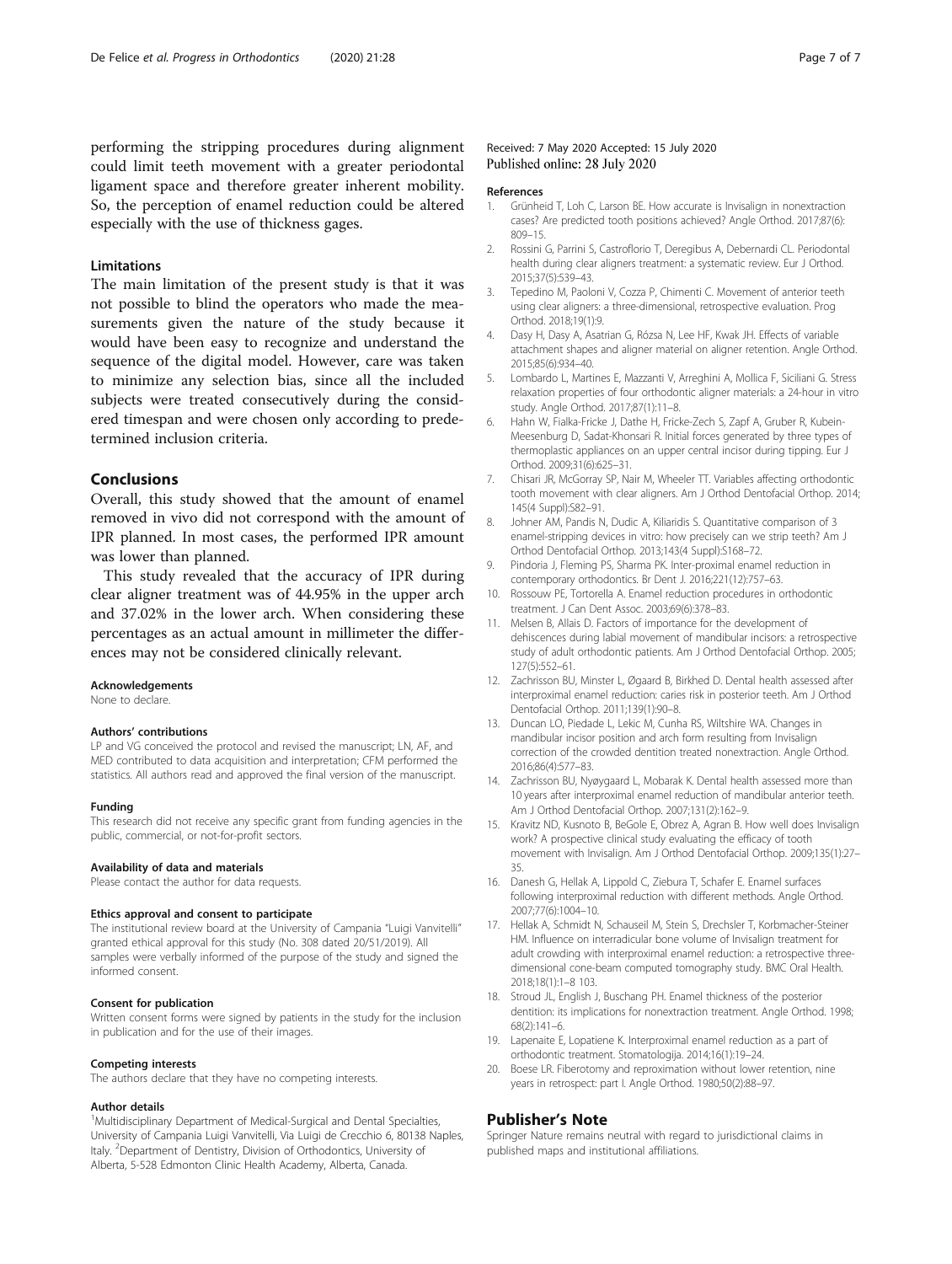performing the stripping procedures during alignment could limit teeth movement with a greater periodontal ligament space and therefore greater inherent mobility. So, the perception of enamel reduction could be altered especially with the use of thickness gages.

## Limitations

The main limitation of the present study is that it was not possible to blind the operators who made the measurements given the nature of the study because it would have been easy to recognize and understand the sequence of the digital model. However, care was taken to minimize any selection bias, since all the included subjects were treated consecutively during the considered timespan and were chosen only according to predetermined inclusion criteria.

## Conclusions

Overall, this study showed that the amount of enamel removed in vivo did not correspond with the amount of IPR planned. In most cases, the performed IPR amount was lower than planned.

This study revealed that the accuracy of IPR during clear aligner treatment was of 44.95% in the upper arch and 37.02% in the lower arch. When considering these percentages as an actual amount in millimeter the differences may not be considered clinically relevant.

#### Acknowledgements

None to declare.

#### Authors' contributions

LP and VG conceived the protocol and revised the manuscript; LN, AF, and MED contributed to data acquisition and interpretation; CFM performed the statistics. All authors read and approved the final version of the manuscript.

#### Funding

This research did not receive any specific grant from funding agencies in the public, commercial, or not-for-profit sectors.

#### Availability of data and materials

Please contact the author for data requests.

#### Ethics approval and consent to participate

The institutional review board at the University of Campania "Luigi Vanvitelli" granted ethical approval for this study (No. 308 dated 20/51/2019). All samples were verbally informed of the purpose of the study and signed the informed consent.

#### Consent for publication

Written consent forms were signed by patients in the study for the inclusion in publication and for the use of their images.

#### Competing interests

The authors declare that they have no competing interests.

#### Author details

[1]Multidisciplinary Department of Medical-Surgical and Dental Specialties, University of Campania Luigi Vanvitelli, Via Luigi de Crecchio 6, 80138 Naples, Italy. [2]Department of Dentistry, Division of Orthodontics, University of Alberta, 5-528 Edmonton Clinic Health Academy, Alberta, Canada.

Received: 7 May 2020 Accepted: 15 July 2020
Published online: 28 July 2020

#### References

1. Grünheid T, Loh C, Larson BE. How accurate is Invisalign in nonextraction cases? Are predicted tooth positions achieved? Angle Orthod. 2017;87(6):809–15.
2. Rossini G, Parrini S, Castroflorio T, Deregibus A, Debernardi CL. Periodontal health during clear aligners treatment: a systematic review. Eur J Orthod. 2015;37(5):539–43.
3. Tepedino M, Paoloni V, Cozza P, Chimenti C. Movement of anterior teeth using clear aligners: a three-dimensional, retrospective evaluation. Prog Orthod. 2018;19(1):9.
4. Dasy H, Dasy A, Asatrian G, Rózsa N, Lee HF, Kwak JH. Effects of variable attachment shapes and aligner material on aligner retention. Angle Orthod. 2015;85(6):934–40.
5. Lombardo L, Martines E, Mazzanti V, Arreghini A, Mollica F, Siciliani G. Stress relaxation properties of four orthodontic aligner materials: a 24-hour in vitro study. Angle Orthod. 2017;87(1):11–8.
6. Hahn W, Fialka-Fricke J, Dathe H, Fricke-Zech S, Zapf A, Gruber R, Kubein-Meesenburg D, Sadat-Khonsari R. Initial forces generated by three types of thermoplastic appliances on an upper central incisor during tipping. Eur J Orthod. 2009;31(6):625–31.
7. Chisari JR, McGorray SP, Nair M, Wheeler TT. Variables affecting orthodontic tooth movement with clear aligners. Am J Orthod Dentofacial Orthop. 2014;145(4 Suppl):S82–91.
8. Johner AM, Pandis N, Dudic A, Kiliaridis S. Quantitative comparison of 3 enamel-stripping devices in vitro: how precisely can we strip teeth? Am J Orthod Dentofacial Orthop. 2013;143(4 Suppl):S168–72.
9. Pindoria J, Fleming PS, Sharma PK. Inter-proximal enamel reduction in contemporary orthodontics. Br Dent J. 2016;221(12):757–63.
10. Rossouw PE, Tortorella A. Enamel reduction procedures in orthodontic treatment. J Can Dent Assoc. 2003;69(6):378–83.
11. Melsen B, Allais D. Factors of importance for the development of dehiscences during labial movement of mandibular incisors: a retrospective study of adult orthodontic patients. Am J Orthod Dentofacial Orthop. 2005;127(5):552–61.
12. Zachrisson BU, Minster L, Øgaard B, Birkhed D. Dental health assessed after interproximal enamel reduction: caries risk in posterior teeth. Am J Orthod Dentofacial Orthop. 2011;139(1):90–8.
13. Duncan LO, Piedade L, Lekic M, Cunha RS, Wiltshire WA. Changes in mandibular incisor position and arch form resulting from Invisalign correction of the crowded dentition treated nonextraction. Angle Orthod. 2016;86(4):577–83.
14. Zachrisson BU, Nyøygaard L, Mobarak K. Dental health assessed more than 10 years after interproximal enamel reduction of mandibular anterior teeth. Am J Orthod Dentofacial Orthop. 2007;131(2):162–9.
15. Kravitz ND, Kusnoto B, BeGole E, Obrez A, Agran B. How well does Invisalign work? A prospective clinical study evaluating the efficacy of tooth movement with Invisalign. Am J Orthod Dentofacial Orthop. 2009;135(1):27–35.
16. Danesh G, Hellak A, Lippold C, Ziebura T, Schafer E. Enamel surfaces following interproximal reduction with different methods. Angle Orthod. 2007;77(6):1004–10.
17. Hellak A, Schmidt N, Schauseil M, Stein S, Drechsler T, Korbmacher-Steiner HM. Influence on interradicular bone volume of Invisalign treatment for adult crowding with interproximal enamel reduction: a retrospective three-dimensional cone-beam computed tomography study. BMC Oral Health. 2018;18(1):1–8 103.
18. Stroud JL, English J, Buschang PH. Enamel thickness of the posterior dentition: its implications for nonextraction treatment. Angle Orthod. 1998;68(2):141–6.
19. Lapenaite E, Lopatiene K. Interproximal enamel reduction as a part of orthodontic treatment. Stomatologija. 2014;16(1):19–24.
20. Boese LR. Fiberotomy and reproximation without lower retention, nine years in retrospect: part I. Angle Orthod. 1980;50(2):88–97.

## Publisher's Note

Springer Nature remains neutral with regard to jurisdictional claims in published maps and institutional affiliations.